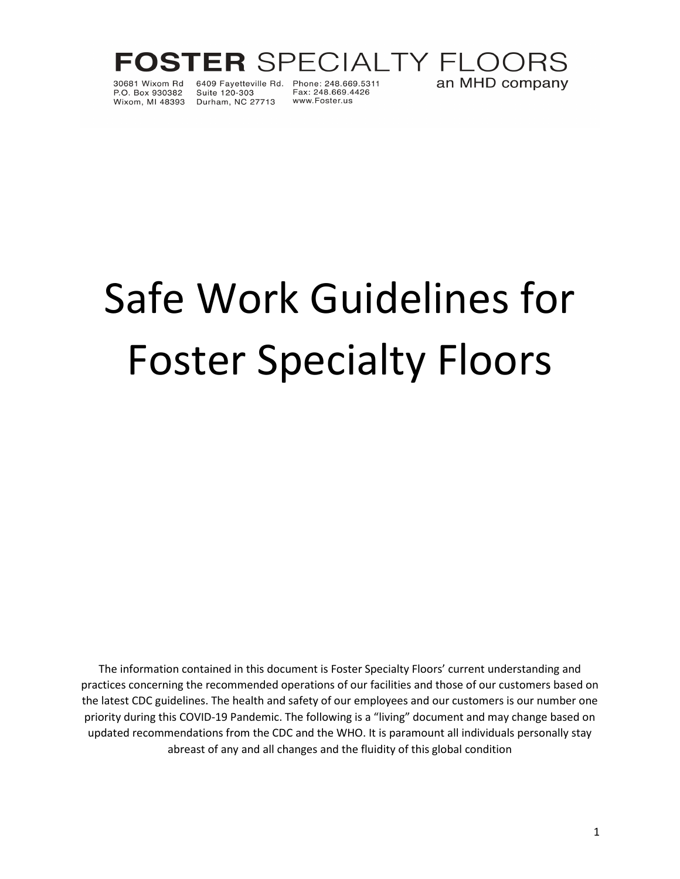**FOSTER** SPECIALTY FLOORS
an MHD company

30681 Wixom Rd
P.O. Box 930382
Wixom, MI 48393

6409 Fayetteville Rd.
Suite 120-303
Durham, NC 27713

Phone: 248.669.5311
Fax: 248.669.4426
www.Foster.us

# Safe Work Guidelines for Foster Specialty Floors

The information contained in this document is Foster Specialty Floors' current understanding and practices concerning the recommended operations of our facilities and those of our customers based on the latest CDC guidelines. The health and safety of our employees and our customers is our number one priority during this COVID-19 Pandemic. The following is a "living" document and may change based on updated recommendations from the CDC and the WHO. It is paramount all individuals personally stay abreast of any and all changes and the fluidity of this global condition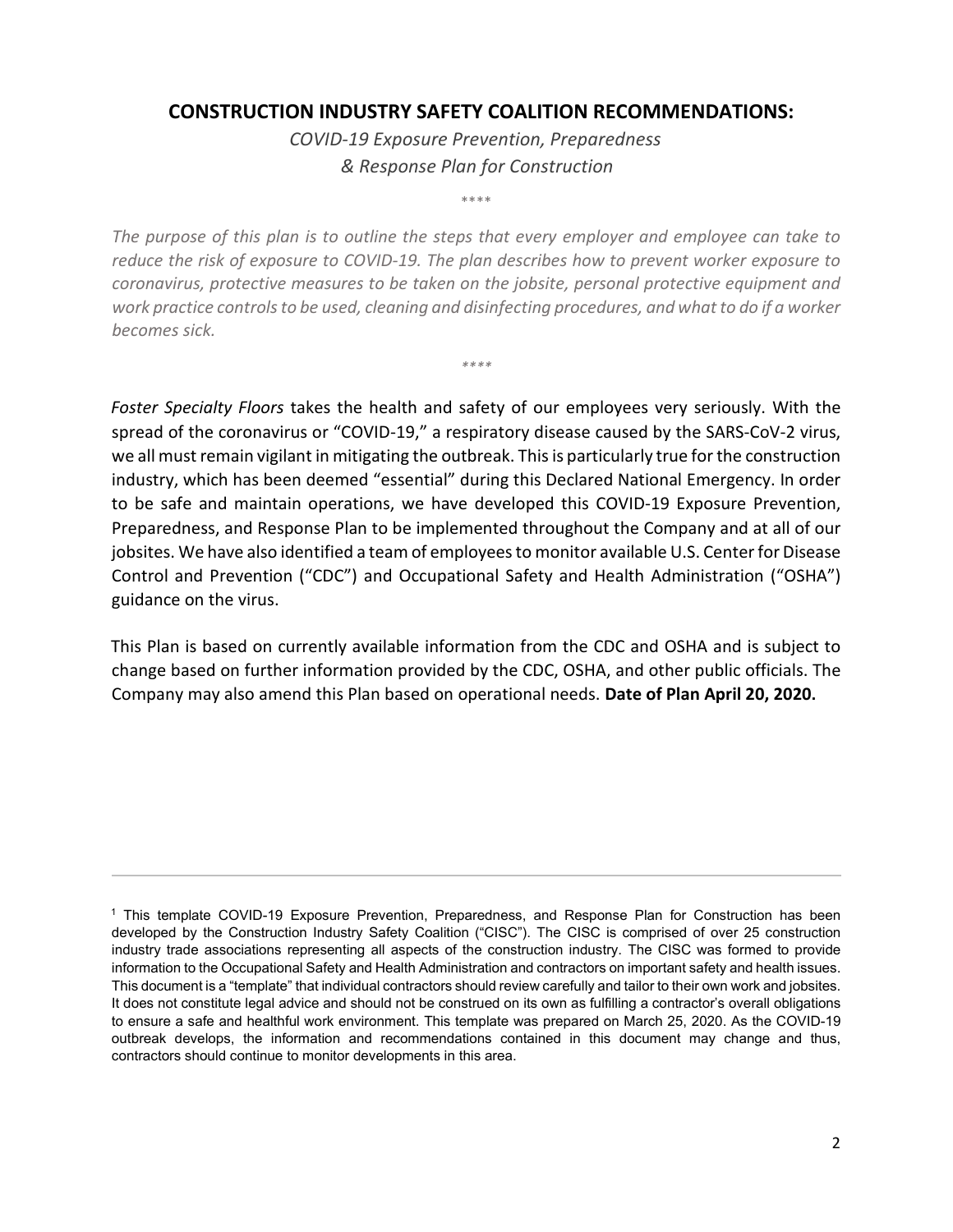## CONSTRUCTION INDUSTRY SAFETY COALITION RECOMMENDATIONS:

*COVID-19 Exposure Prevention, Preparedness & Response Plan for Construction*

\*\*\*\*

*The purpose of this plan is to outline the steps that every employer and employee can take to reduce the risk of exposure to COVID-19. The plan describes how to prevent worker exposure to coronavirus, protective measures to be taken on the jobsite, personal protective equipment and work practice controls to be used, cleaning and disinfecting procedures, and what to do if a worker becomes sick.*

\*\*\*\*

*Foster Specialty Floors* takes the health and safety of our employees very seriously. With the spread of the coronavirus or "COVID-19," a respiratory disease caused by the SARS-CoV-2 virus, we all must remain vigilant in mitigating the outbreak. This is particularly true for the construction industry, which has been deemed "essential" during this Declared National Emergency. In order to be safe and maintain operations, we have developed this COVID-19 Exposure Prevention, Preparedness, and Response Plan to be implemented throughout the Company and at all of our jobsites. We have also identified a team of employees to monitor available U.S. Center for Disease Control and Prevention ("CDC") and Occupational Safety and Health Administration ("OSHA") guidance on the virus.

This Plan is based on currently available information from the CDC and OSHA and is subject to change based on further information provided by the CDC, OSHA, and other public officials. The Company may also amend this Plan based on operational needs. **Date of Plan April 20, 2020.**

---

[1] This template COVID-19 Exposure Prevention, Preparedness, and Response Plan for Construction has been developed by the Construction Industry Safety Coalition ("CISC"). The CISC is comprised of over 25 construction industry trade associations representing all aspects of the construction industry. The CISC was formed to provide information to the Occupational Safety and Health Administration and contractors on important safety and health issues. This document is a "template" that individual contractors should review carefully and tailor to their own work and jobsites. It does not constitute legal advice and should not be construed on its own as fulfilling a contractor's overall obligations to ensure a safe and healthful work environment. This template was prepared on March 25, 2020. As the COVID-19 outbreak develops, the information and recommendations contained in this document may change and thus, contractors should continue to monitor developments in this area.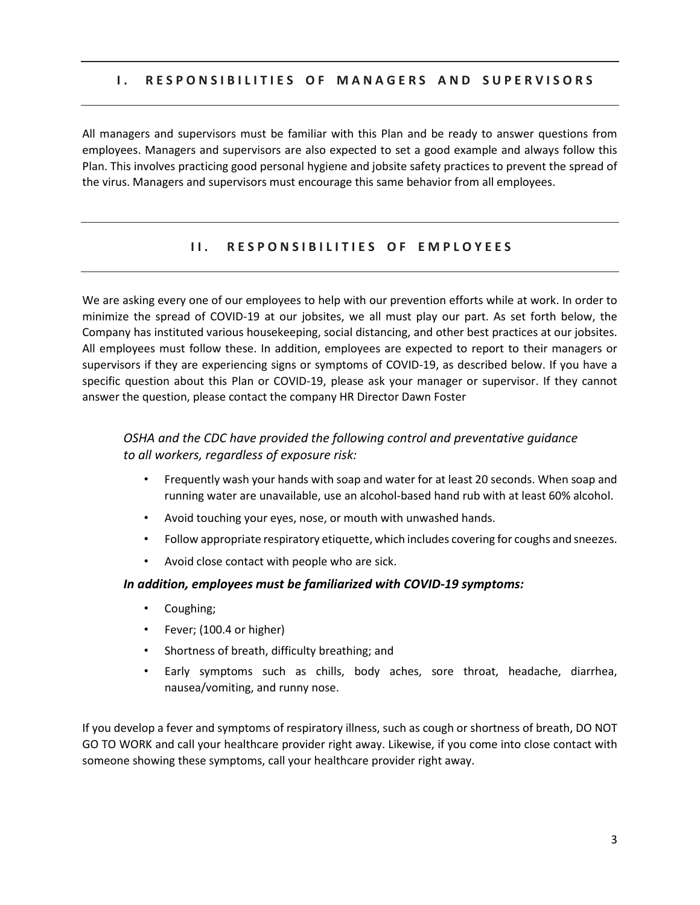## I. RESPONSIBILITIES OF MANAGERS AND SUPERVISORS

All managers and supervisors must be familiar with this Plan and be ready to answer questions from employees. Managers and supervisors are also expected to set a good example and always follow this Plan. This involves practicing good personal hygiene and jobsite safety practices to prevent the spread of the virus. Managers and supervisors must encourage this same behavior from all employees.

## II. RESPONSIBILITIES OF EMPLOYEES

We are asking every one of our employees to help with our prevention efforts while at work. In order to minimize the spread of COVID-19 at our jobsites, we all must play our part. As set forth below, the Company has instituted various housekeeping, social distancing, and other best practices at our jobsites. All employees must follow these. In addition, employees are expected to report to their managers or supervisors if they are experiencing signs or symptoms of COVID-19, as described below. If you have a specific question about this Plan or COVID-19, please ask your manager or supervisor. If they cannot answer the question, please contact the company HR Director Dawn Foster

*OSHA and the CDC have provided the following control and preventative guidance to all workers, regardless of exposure risk:*

- Frequently wash your hands with soap and water for at least 20 seconds. When soap and running water are unavailable, use an alcohol-based hand rub with at least 60% alcohol.
- Avoid touching your eyes, nose, or mouth with unwashed hands.
- Follow appropriate respiratory etiquette, which includes covering for coughs and sneezes.
- Avoid close contact with people who are sick.

***In addition, employees must be familiarized with COVID-19 symptoms:***

- Coughing;
- Fever; (100.4 or higher)
- Shortness of breath, difficulty breathing; and
- Early symptoms such as chills, body aches, sore throat, headache, diarrhea, nausea/vomiting, and runny nose.

If you develop a fever and symptoms of respiratory illness, such as cough or shortness of breath, DO NOT GO TO WORK and call your healthcare provider right away. Likewise, if you come into close contact with someone showing these symptoms, call your healthcare provider right away.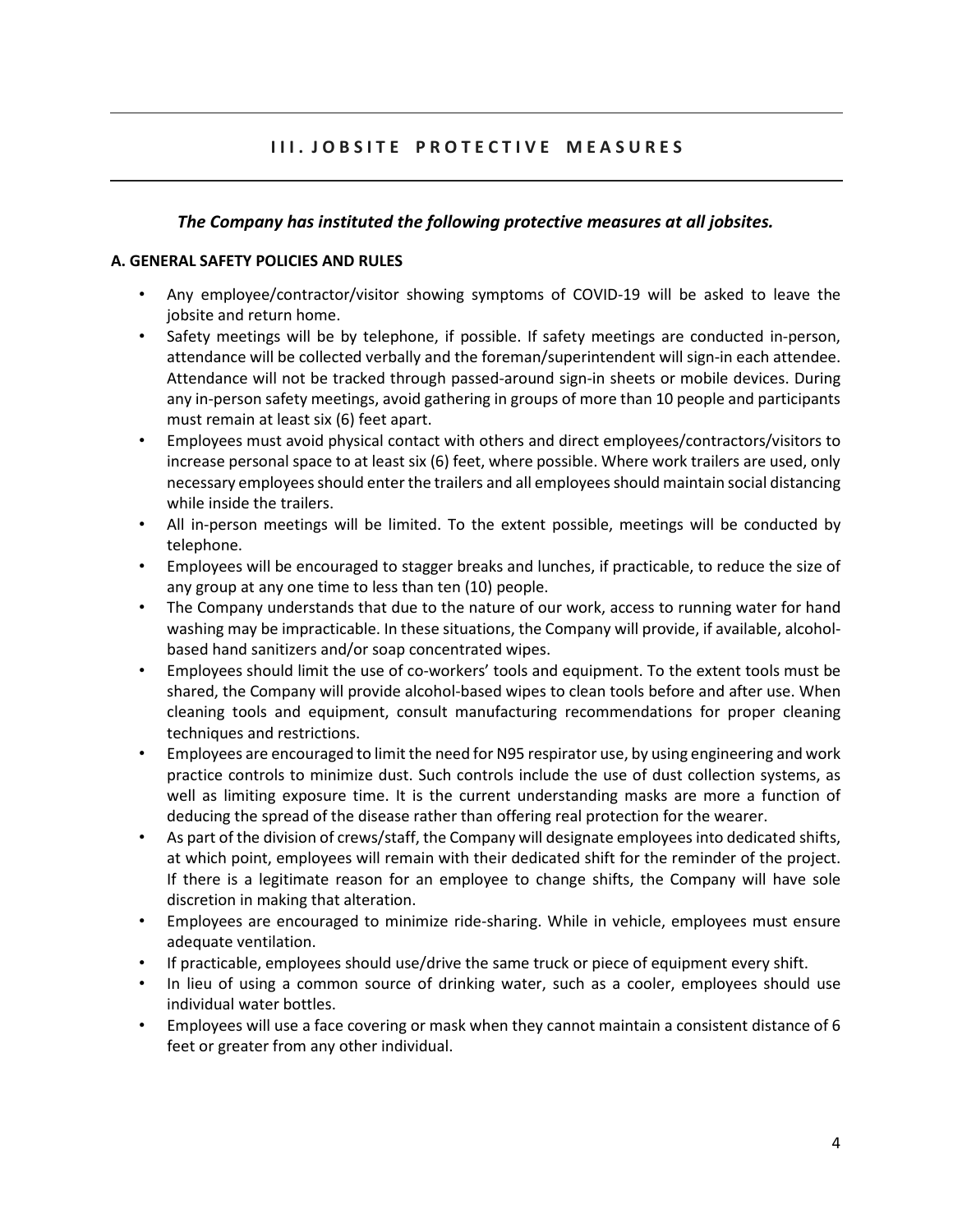## III. JOBSITE PROTECTIVE MEASURES

***The Company has instituted the following protective measures at all jobsites.***

### A. GENERAL SAFETY POLICIES AND RULES

- Any employee/contractor/visitor showing symptoms of COVID-19 will be asked to leave the jobsite and return home.
- Safety meetings will be by telephone, if possible. If safety meetings are conducted in-person, attendance will be collected verbally and the foreman/superintendent will sign-in each attendee. Attendance will not be tracked through passed-around sign-in sheets or mobile devices. During any in-person safety meetings, avoid gathering in groups of more than 10 people and participants must remain at least six (6) feet apart.
- Employees must avoid physical contact with others and direct employees/contractors/visitors to increase personal space to at least six (6) feet, where possible. Where work trailers are used, only necessary employees should enter the trailers and all employees should maintain social distancing while inside the trailers.
- All in-person meetings will be limited. To the extent possible, meetings will be conducted by telephone.
- Employees will be encouraged to stagger breaks and lunches, if practicable, to reduce the size of any group at any one time to less than ten (10) people.
- The Company understands that due to the nature of our work, access to running water for hand washing may be impracticable. In these situations, the Company will provide, if available, alcohol-based hand sanitizers and/or soap concentrated wipes.
- Employees should limit the use of co-workers' tools and equipment. To the extent tools must be shared, the Company will provide alcohol-based wipes to clean tools before and after use. When cleaning tools and equipment, consult manufacturing recommendations for proper cleaning techniques and restrictions.
- Employees are encouraged to limit the need for N95 respirator use, by using engineering and work practice controls to minimize dust. Such controls include the use of dust collection systems, as well as limiting exposure time. It is the current understanding masks are more a function of deducing the spread of the disease rather than offering real protection for the wearer.
- As part of the division of crews/staff, the Company will designate employees into dedicated shifts, at which point, employees will remain with their dedicated shift for the reminder of the project. If there is a legitimate reason for an employee to change shifts, the Company will have sole discretion in making that alteration.
- Employees are encouraged to minimize ride-sharing. While in vehicle, employees must ensure adequate ventilation.
- If practicable, employees should use/drive the same truck or piece of equipment every shift.
- In lieu of using a common source of drinking water, such as a cooler, employees should use individual water bottles.
- Employees will use a face covering or mask when they cannot maintain a consistent distance of 6 feet or greater from any other individual.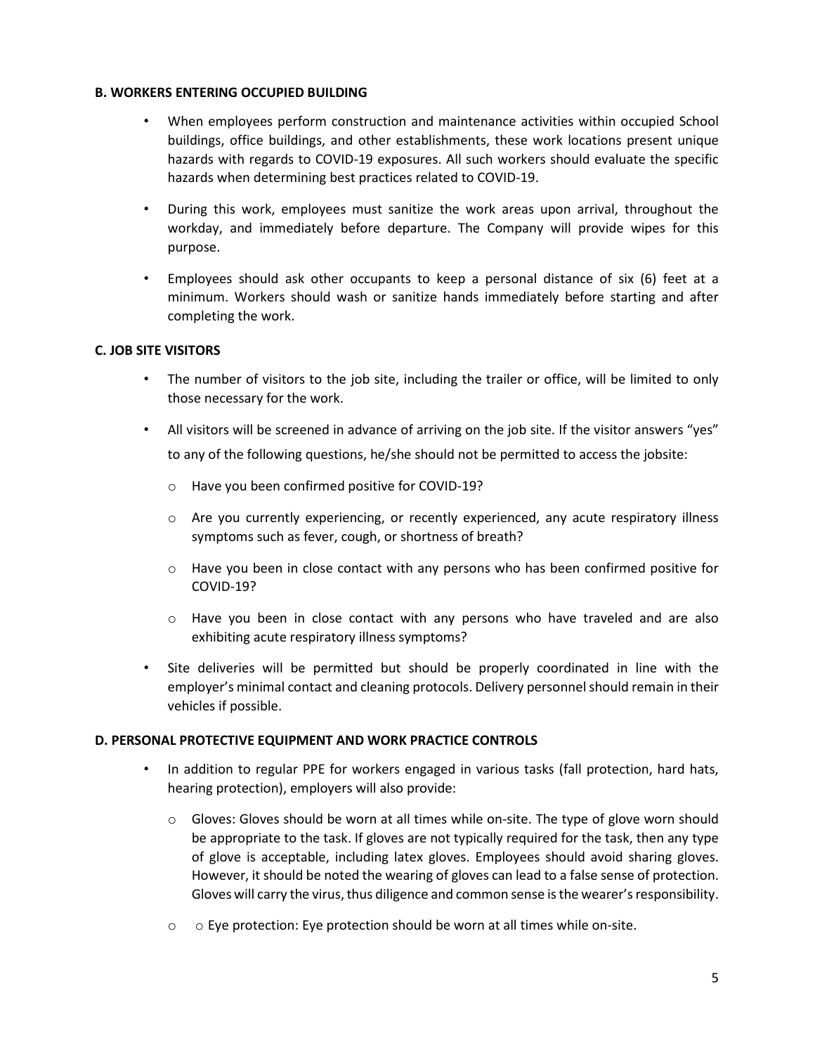**B. WORKERS ENTERING OCCUPIED BUILDING**

- When employees perform construction and maintenance activities within occupied School buildings, office buildings, and other establishments, these work locations present unique hazards with regards to COVID-19 exposures. All such workers should evaluate the specific hazards when determining best practices related to COVID-19.
- During this work, employees must sanitize the work areas upon arrival, throughout the workday, and immediately before departure. The Company will provide wipes for this purpose.
- Employees should ask other occupants to keep a personal distance of six (6) feet at a minimum. Workers should wash or sanitize hands immediately before starting and after completing the work.

**C. JOB SITE VISITORS**

- The number of visitors to the job site, including the trailer or office, will be limited to only those necessary for the work.
- All visitors will be screened in advance of arriving on the job site. If the visitor answers "yes" to any of the following questions, he/she should not be permitted to access the jobsite:
  - Have you been confirmed positive for COVID-19?
  - Are you currently experiencing, or recently experienced, any acute respiratory illness symptoms such as fever, cough, or shortness of breath?
  - Have you been in close contact with any persons who has been confirmed positive for COVID-19?
  - Have you been in close contact with any persons who have traveled and are also exhibiting acute respiratory illness symptoms?
- Site deliveries will be permitted but should be properly coordinated in line with the employer's minimal contact and cleaning protocols. Delivery personnel should remain in their vehicles if possible.

**D. PERSONAL PROTECTIVE EQUIPMENT AND WORK PRACTICE CONTROLS**

- In addition to regular PPE for workers engaged in various tasks (fall protection, hard hats, hearing protection), employers will also provide:
  - Gloves: Gloves should be worn at all times while on-site. The type of glove worn should be appropriate to the task. If gloves are not typically required for the task, then any type of glove is acceptable, including latex gloves. Employees should avoid sharing gloves. However, it should be noted the wearing of gloves can lead to a false sense of protection. Gloves will carry the virus, thus diligence and common sense is the wearer's responsibility.
  - o Eye protection: Eye protection should be worn at all times while on-site.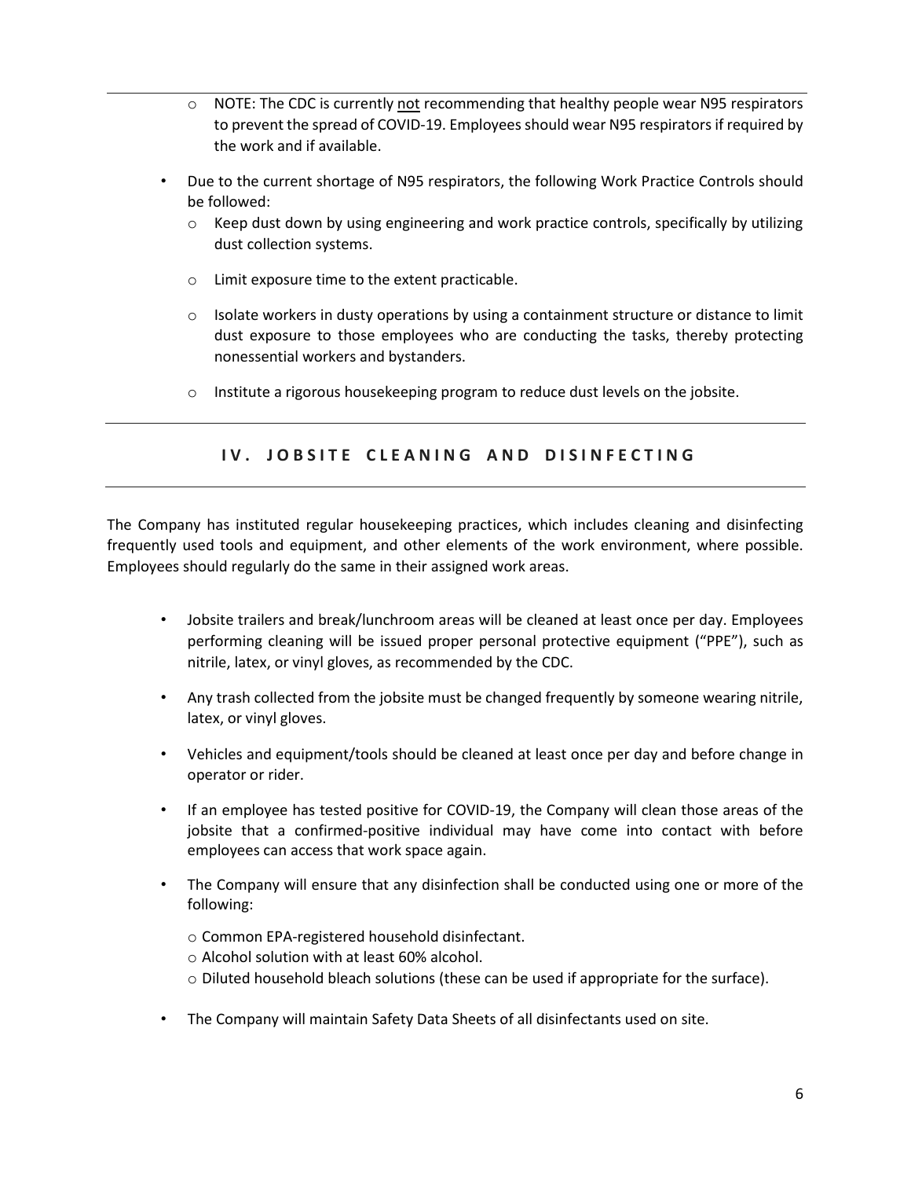- NOTE: The CDC is currently <u>not</u> recommending that healthy people wear N95 respirators to prevent the spread of COVID-19. Employees should wear N95 respirators if required by the work and if available.

- Due to the current shortage of N95 respirators, the following Work Practice Controls should be followed:
  - Keep dust down by using engineering and work practice controls, specifically by utilizing dust collection systems.
  - Limit exposure time to the extent practicable.
  - Isolate workers in dusty operations by using a containment structure or distance to limit dust exposure to those employees who are conducting the tasks, thereby protecting nonessential workers and bystanders.
  - Institute a rigorous housekeeping program to reduce dust levels on the jobsite.

## IV. JOBSITE CLEANING AND DISINFECTING

The Company has instituted regular housekeeping practices, which includes cleaning and disinfecting frequently used tools and equipment, and other elements of the work environment, where possible. Employees should regularly do the same in their assigned work areas.

- Jobsite trailers and break/lunchroom areas will be cleaned at least once per day. Employees performing cleaning will be issued proper personal protective equipment ("PPE"), such as nitrile, latex, or vinyl gloves, as recommended by the CDC.
- Any trash collected from the jobsite must be changed frequently by someone wearing nitrile, latex, or vinyl gloves.
- Vehicles and equipment/tools should be cleaned at least once per day and before change in operator or rider.
- If an employee has tested positive for COVID-19, the Company will clean those areas of the jobsite that a confirmed-positive individual may have come into contact with before employees can access that work space again.
- The Company will ensure that any disinfection shall be conducted using one or more of the following:
  - Common EPA-registered household disinfectant.
  - Alcohol solution with at least 60% alcohol.
  - Diluted household bleach solutions (these can be used if appropriate for the surface).
- The Company will maintain Safety Data Sheets of all disinfectants used on site.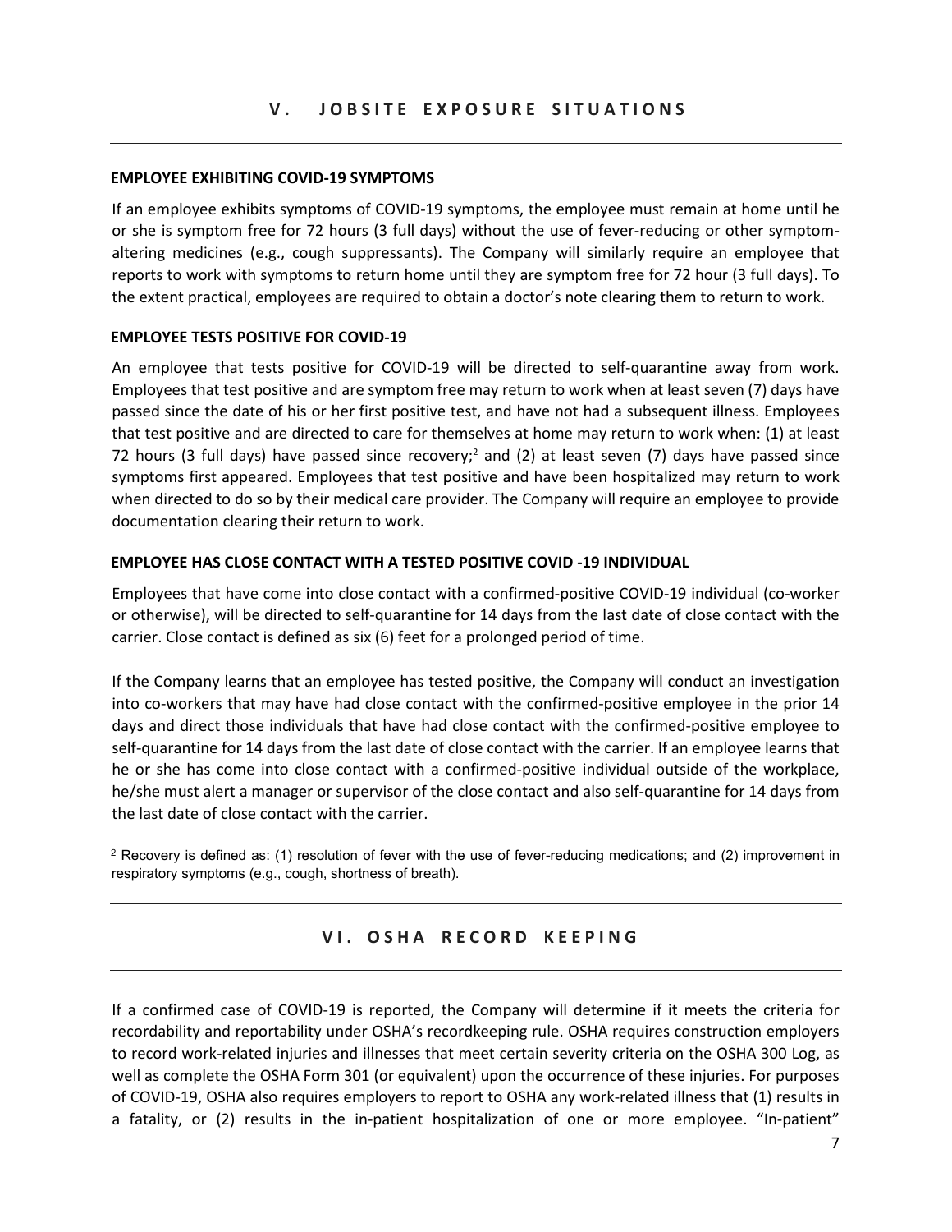## V. JOBSITE EXPOSURE SITUATIONS

### EMPLOYEE EXHIBITING COVID-19 SYMPTOMS

If an employee exhibits symptoms of COVID-19 symptoms, the employee must remain at home until he or she is symptom free for 72 hours (3 full days) without the use of fever-reducing or other symptom-altering medicines (e.g., cough suppressants). The Company will similarly require an employee that reports to work with symptoms to return home until they are symptom free for 72 hour (3 full days). To the extent practical, employees are required to obtain a doctor's note clearing them to return to work.

### EMPLOYEE TESTS POSITIVE FOR COVID-19

An employee that tests positive for COVID-19 will be directed to self-quarantine away from work. Employees that test positive and are symptom free may return to work when at least seven (7) days have passed since the date of his or her first positive test, and have not had a subsequent illness. Employees that test positive and are directed to care for themselves at home may return to work when: (1) at least 72 hours (3 full days) have passed since recovery;[2] and (2) at least seven (7) days have passed since symptoms first appeared. Employees that test positive and have been hospitalized may return to work when directed to do so by their medical care provider. The Company will require an employee to provide documentation clearing their return to work.

### EMPLOYEE HAS CLOSE CONTACT WITH A TESTED POSITIVE COVID -19 INDIVIDUAL

Employees that have come into close contact with a confirmed-positive COVID-19 individual (co-worker or otherwise), will be directed to self-quarantine for 14 days from the last date of close contact with the carrier. Close contact is defined as six (6) feet for a prolonged period of time.

If the Company learns that an employee has tested positive, the Company will conduct an investigation into co-workers that may have had close contact with the confirmed-positive employee in the prior 14 days and direct those individuals that have had close contact with the confirmed-positive employee to self-quarantine for 14 days from the last date of close contact with the carrier. If an employee learns that he or she has come into close contact with a confirmed-positive individual outside of the workplace, he/she must alert a manager or supervisor of the close contact and also self-quarantine for 14 days from the last date of close contact with the carrier.

[2] Recovery is defined as: (1) resolution of fever with the use of fever-reducing medications; and (2) improvement in respiratory symptoms (e.g., cough, shortness of breath).

## VI. OSHA RECORD KEEPING

If a confirmed case of COVID-19 is reported, the Company will determine if it meets the criteria for recordability and reportability under OSHA's recordkeeping rule. OSHA requires construction employers to record work-related injuries and illnesses that meet certain severity criteria on the OSHA 300 Log, as well as complete the OSHA Form 301 (or equivalent) upon the occurrence of these injuries. For purposes of COVID-19, OSHA also requires employers to report to OSHA any work-related illness that (1) results in a fatality, or (2) results in the in-patient hospitalization of one or more employee. "In-patient"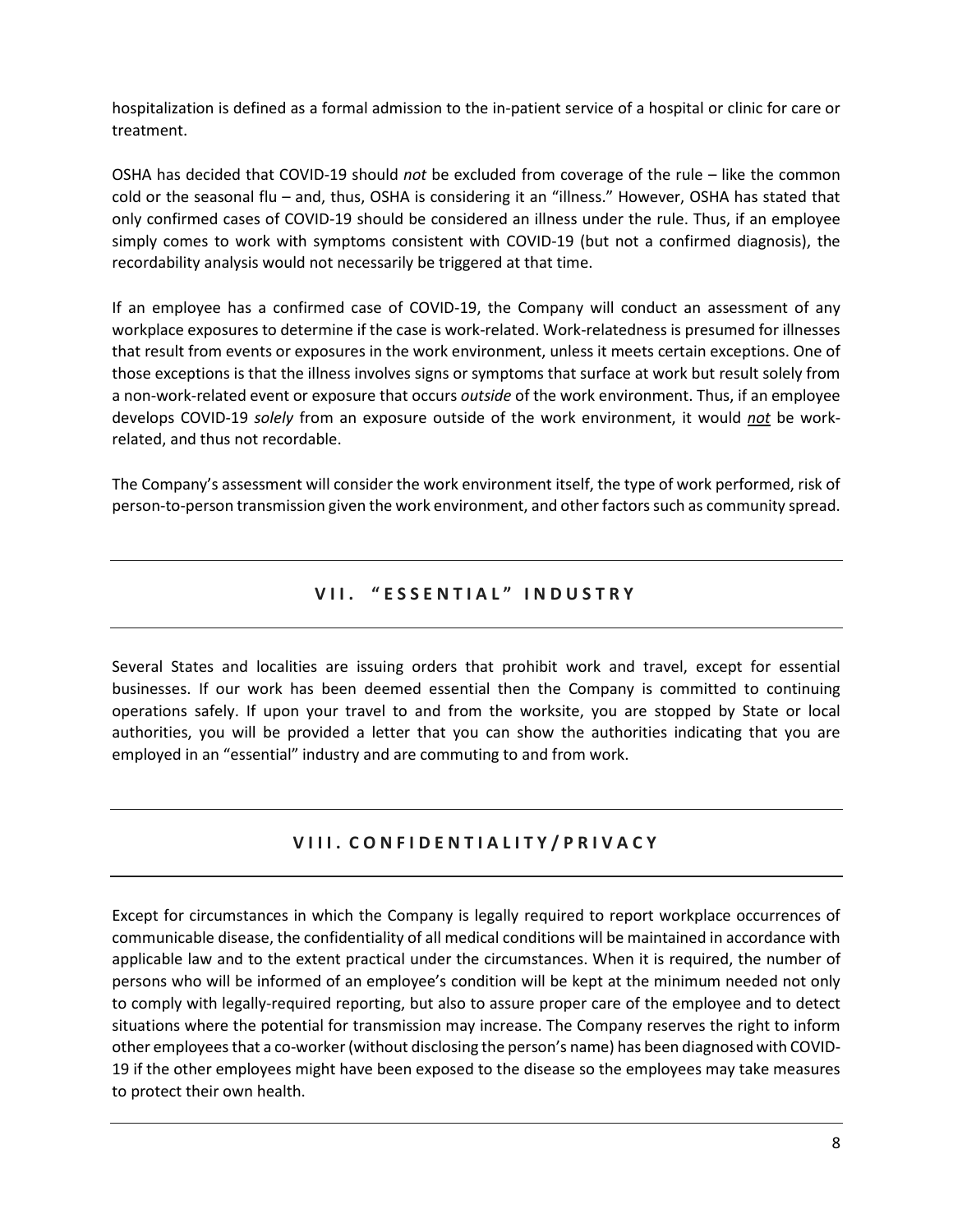hospitalization is defined as a formal admission to the in-patient service of a hospital or clinic for care or treatment.

OSHA has decided that COVID-19 should *not* be excluded from coverage of the rule – like the common cold or the seasonal flu – and, thus, OSHA is considering it an "illness." However, OSHA has stated that only confirmed cases of COVID-19 should be considered an illness under the rule. Thus, if an employee simply comes to work with symptoms consistent with COVID-19 (but not a confirmed diagnosis), the recordability analysis would not necessarily be triggered at that time.

If an employee has a confirmed case of COVID-19, the Company will conduct an assessment of any workplace exposures to determine if the case is work-related. Work-relatedness is presumed for illnesses that result from events or exposures in the work environment, unless it meets certain exceptions. One of those exceptions is that the illness involves signs or symptoms that surface at work but result solely from a non-work-related event or exposure that occurs *outside* of the work environment. Thus, if an employee develops COVID-19 *solely* from an exposure outside of the work environment, it would ***not*** be work-related, and thus not recordable.

The Company's assessment will consider the work environment itself, the type of work performed, risk of person-to-person transmission given the work environment, and other factors such as community spread.

## VII. "ESSENTIAL" INDUSTRY

Several States and localities are issuing orders that prohibit work and travel, except for essential businesses. If our work has been deemed essential then the Company is committed to continuing operations safely. If upon your travel to and from the worksite, you are stopped by State or local authorities, you will be provided a letter that you can show the authorities indicating that you are employed in an "essential" industry and are commuting to and from work.

## VIII. CONFIDENTIALITY/PRIVACY

Except for circumstances in which the Company is legally required to report workplace occurrences of communicable disease, the confidentiality of all medical conditions will be maintained in accordance with applicable law and to the extent practical under the circumstances. When it is required, the number of persons who will be informed of an employee's condition will be kept at the minimum needed not only to comply with legally-required reporting, but also to assure proper care of the employee and to detect situations where the potential for transmission may increase. The Company reserves the right to inform other employees that a co-worker (without disclosing the person's name) has been diagnosed with COVID-19 if the other employees might have been exposed to the disease so the employees may take measures to protect their own health.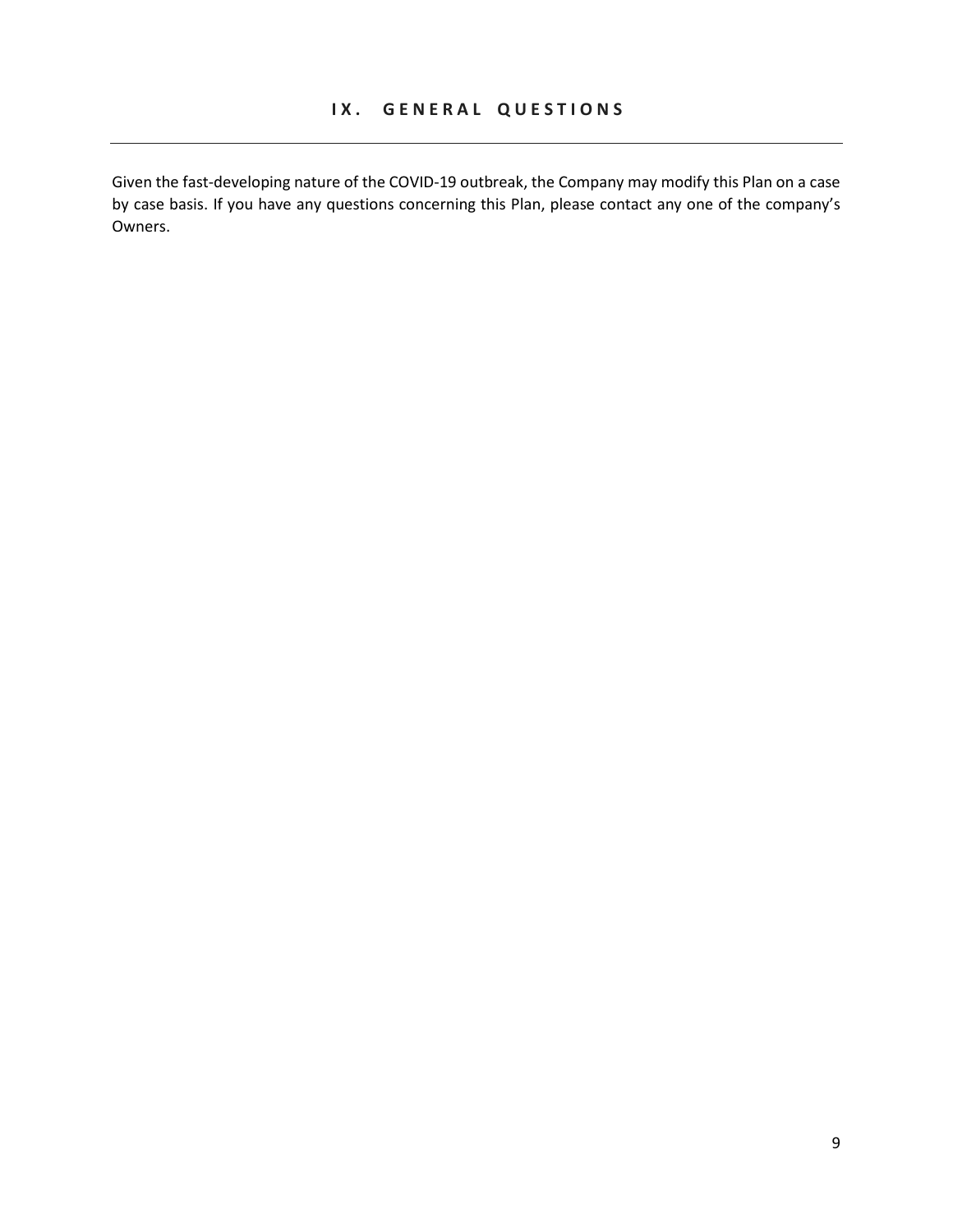## IX. GENERAL QUESTIONS

Given the fast-developing nature of the COVID-19 outbreak, the Company may modify this Plan on a case by case basis. If you have any questions concerning this Plan, please contact any one of the company's Owners.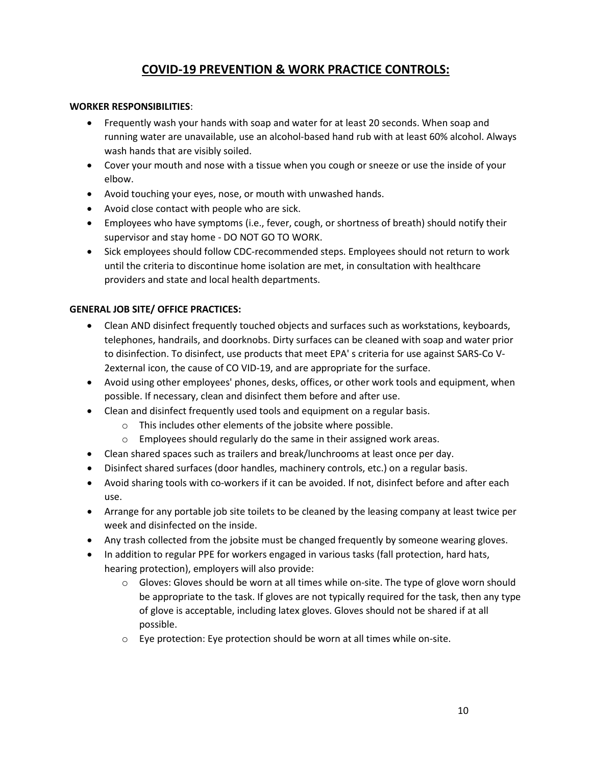# COVID-19 PREVENTION & WORK PRACTICE CONTROLS:

**WORKER RESPONSIBILITIES**:

- Frequently wash your hands with soap and water for at least 20 seconds. When soap and running water are unavailable, use an alcohol-based hand rub with at least 60% alcohol. Always wash hands that are visibly soiled.
- Cover your mouth and nose with a tissue when you cough or sneeze or use the inside of your elbow.
- Avoid touching your eyes, nose, or mouth with unwashed hands.
- Avoid close contact with people who are sick.
- Employees who have symptoms (i.e., fever, cough, or shortness of breath) should notify their supervisor and stay home - DO NOT GO TO WORK.
- Sick employees should follow CDC-recommended steps. Employees should not return to work until the criteria to discontinue home isolation are met, in consultation with healthcare providers and state and local health departments.

**GENERAL JOB SITE/ OFFICE PRACTICES:**

- Clean AND disinfect frequently touched objects and surfaces such as workstations, keyboards, telephones, handrails, and doorknobs. Dirty surfaces can be cleaned with soap and water prior to disinfection. To disinfect, use products that meet EPA' s criteria for use against SARS-Co V-2external icon, the cause of CO VID-19, and are appropriate for the surface.
- Avoid using other employees' phones, desks, offices, or other work tools and equipment, when possible. If necessary, clean and disinfect them before and after use.
- Clean and disinfect frequently used tools and equipment on a regular basis.
  - This includes other elements of the jobsite where possible.
  - Employees should regularly do the same in their assigned work areas.
- Clean shared spaces such as trailers and break/lunchrooms at least once per day.
- Disinfect shared surfaces (door handles, machinery controls, etc.) on a regular basis.
- Avoid sharing tools with co-workers if it can be avoided. If not, disinfect before and after each use.
- Arrange for any portable job site toilets to be cleaned by the leasing company at least twice per week and disinfected on the inside.
- Any trash collected from the jobsite must be changed frequently by someone wearing gloves.
- In addition to regular PPE for workers engaged in various tasks (fall protection, hard hats, hearing protection), employers will also provide:
  - Gloves: Gloves should be worn at all times while on-site. The type of glove worn should be appropriate to the task. If gloves are not typically required for the task, then any type of glove is acceptable, including latex gloves. Gloves should not be shared if at all possible.
  - Eye protection: Eye protection should be worn at all times while on-site.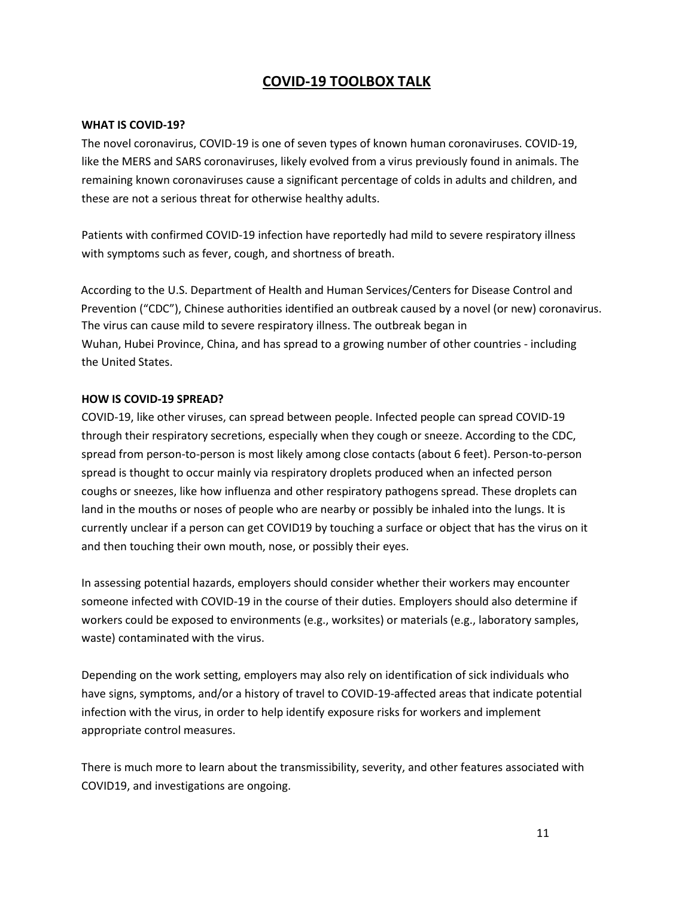# COVID-19 TOOLBOX TALK

**WHAT IS COVID-19?**

The novel coronavirus, COVID-19 is one of seven types of known human coronaviruses. COVID-19, like the MERS and SARS coronaviruses, likely evolved from a virus previously found in animals. The remaining known coronaviruses cause a significant percentage of colds in adults and children, and these are not a serious threat for otherwise healthy adults.

Patients with confirmed COVID-19 infection have reportedly had mild to severe respiratory illness with symptoms such as fever, cough, and shortness of breath.

According to the U.S. Department of Health and Human Services/Centers for Disease Control and Prevention ("CDC"), Chinese authorities identified an outbreak caused by a novel (or new) coronavirus. The virus can cause mild to severe respiratory illness. The outbreak began in Wuhan, Hubei Province, China, and has spread to a growing number of other countries - including the United States.

**HOW IS COVID-19 SPREAD?**

COVID-19, like other viruses, can spread between people. Infected people can spread COVID-19 through their respiratory secretions, especially when they cough or sneeze. According to the CDC, spread from person-to-person is most likely among close contacts (about 6 feet). Person-to-person spread is thought to occur mainly via respiratory droplets produced when an infected person coughs or sneezes, like how influenza and other respiratory pathogens spread. These droplets can land in the mouths or noses of people who are nearby or possibly be inhaled into the lungs. It is currently unclear if a person can get COVID19 by touching a surface or object that has the virus on it and then touching their own mouth, nose, or possibly their eyes.

In assessing potential hazards, employers should consider whether their workers may encounter someone infected with COVID-19 in the course of their duties. Employers should also determine if workers could be exposed to environments (e.g., worksites) or materials (e.g., laboratory samples, waste) contaminated with the virus.

Depending on the work setting, employers may also rely on identification of sick individuals who have signs, symptoms, and/or a history of travel to COVID-19-affected areas that indicate potential infection with the virus, in order to help identify exposure risks for workers and implement appropriate control measures.

There is much more to learn about the transmissibility, severity, and other features associated with COVID19, and investigations are ongoing.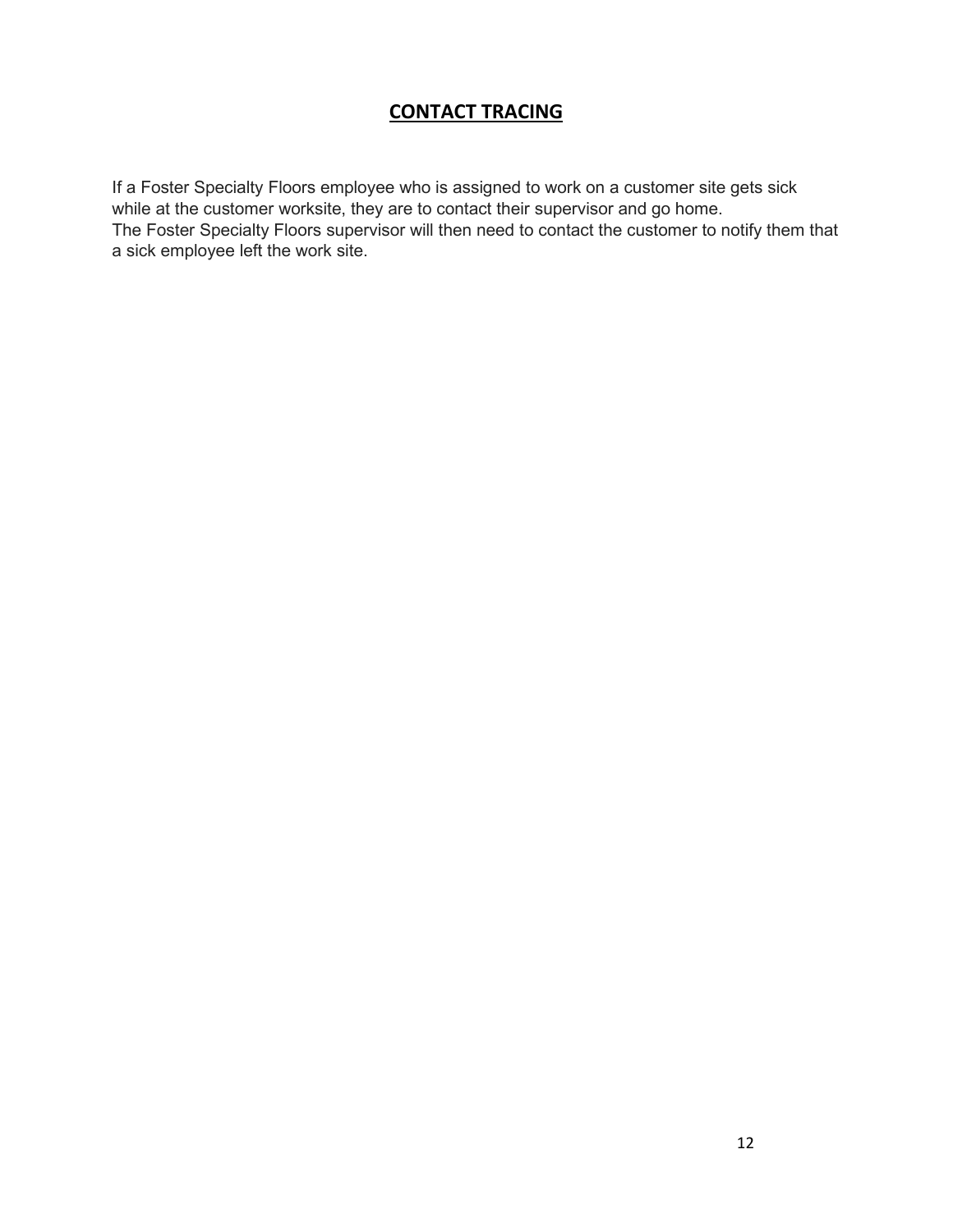# CONTACT TRACING

If a Foster Specialty Floors employee who is assigned to work on a customer site gets sick while at the customer worksite, they are to contact their supervisor and go home.
The Foster Specialty Floors supervisor will then need to contact the customer to notify them that a sick employee left the work site.